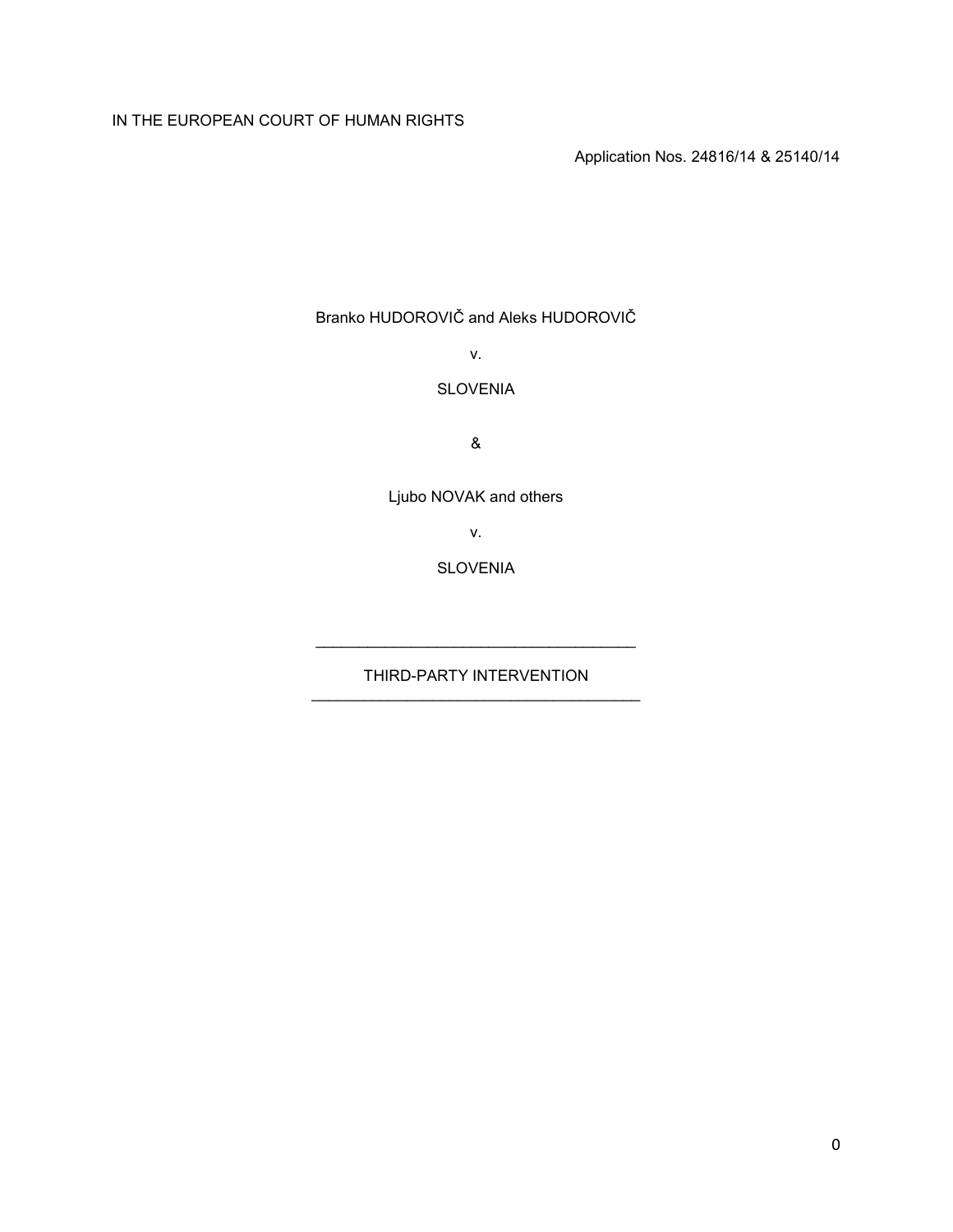IN THE EUROPEAN COURT OF HUMAN RIGHTS

Application Nos. 24816/14 & 25140/14

Branko HUDOROVIČ and Aleks HUDOROVIČ

v.

SLOVENIA

&

Ljubo NOVAK and others

v.

SLOVENIA

---

THIRD-PARTY INTERVENTION

---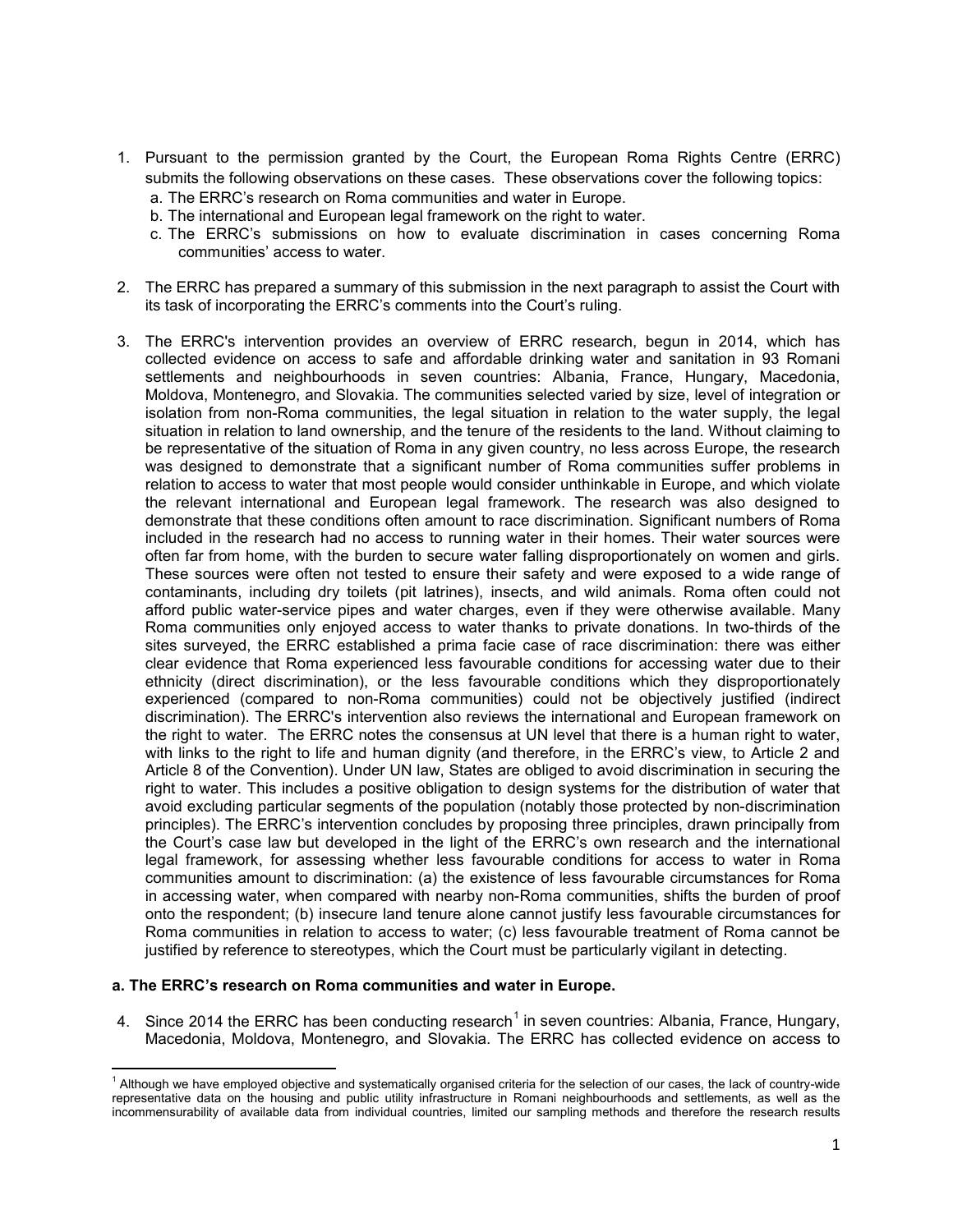1. Pursuant to the permission granted by the Court, the European Roma Rights Centre (ERRC) submits the following observations on these cases. These observations cover the following topics:
   a. The ERRC's research on Roma communities and water in Europe.
   b. The international and European legal framework on the right to water.
   c. The ERRC's submissions on how to evaluate discrimination in cases concerning Roma communities' access to water.

2. The ERRC has prepared a summary of this submission in the next paragraph to assist the Court with its task of incorporating the ERRC's comments into the Court's ruling.

3. The ERRC's intervention provides an overview of ERRC research, begun in 2014, which has collected evidence on access to safe and affordable drinking water and sanitation in 93 Romani settlements and neighbourhoods in seven countries: Albania, France, Hungary, Macedonia, Moldova, Montenegro, and Slovakia. The communities selected varied by size, level of integration or isolation from non-Roma communities, the legal situation in relation to the water supply, the legal situation in relation to land ownership, and the tenure of the residents to the land. Without claiming to be representative of the situation of Roma in any given country, no less across Europe, the research was designed to demonstrate that a significant number of Roma communities suffer problems in relation to access to water that most people would consider unthinkable in Europe, and which violate the relevant international and European legal framework. The research was also designed to demonstrate that these conditions often amount to race discrimination. Significant numbers of Roma included in the research had no access to running water in their homes. Their water sources were often far from home, with the burden to secure water falling disproportionately on women and girls. These sources were often not tested to ensure their safety and were exposed to a wide range of contaminants, including dry toilets (pit latrines), insects, and wild animals. Roma often could not afford public water-service pipes and water charges, even if they were otherwise available. Many Roma communities only enjoyed access to water thanks to private donations. In two-thirds of the sites surveyed, the ERRC established a prima facie case of race discrimination: there was either clear evidence that Roma experienced less favourable conditions for accessing water due to their ethnicity (direct discrimination), or the less favourable conditions which they disproportionately experienced (compared to non-Roma communities) could not be objectively justified (indirect discrimination). The ERRC's intervention also reviews the international and European framework on the right to water. The ERRC notes the consensus at UN level that there is a human right to water, with links to the right to life and human dignity (and therefore, in the ERRC's view, to Article 2 and Article 8 of the Convention). Under UN law, States are obliged to avoid discrimination in securing the right to water. This includes a positive obligation to design systems for the distribution of water that avoid excluding particular segments of the population (notably those protected by non-discrimination principles). The ERRC's intervention concludes by proposing three principles, drawn principally from the Court's case law but developed in the light of the ERRC's own research and the international legal framework, for assessing whether less favourable conditions for access to water in Roma communities amount to discrimination: (a) the existence of less favourable circumstances for Roma in accessing water, when compared with nearby non-Roma communities, shifts the burden of proof onto the respondent; (b) insecure land tenure alone cannot justify less favourable circumstances for Roma communities in relation to access to water; (c) less favourable treatment of Roma cannot be justified by reference to stereotypes, which the Court must be particularly vigilant in detecting.

**a. The ERRC's research on Roma communities and water in Europe.**

4. Since 2014 the ERRC has been conducting research[1] in seven countries: Albania, France, Hungary, Macedonia, Moldova, Montenegro, and Slovakia. The ERRC has collected evidence on access to

---

[1] Although we have employed objective and systematically organised criteria for the selection of our cases, the lack of country-wide representative data on the housing and public utility infrastructure in Romani neighbourhoods and settlements, as well as the incommensurability of available data from individual countries, limited our sampling methods and therefore the research results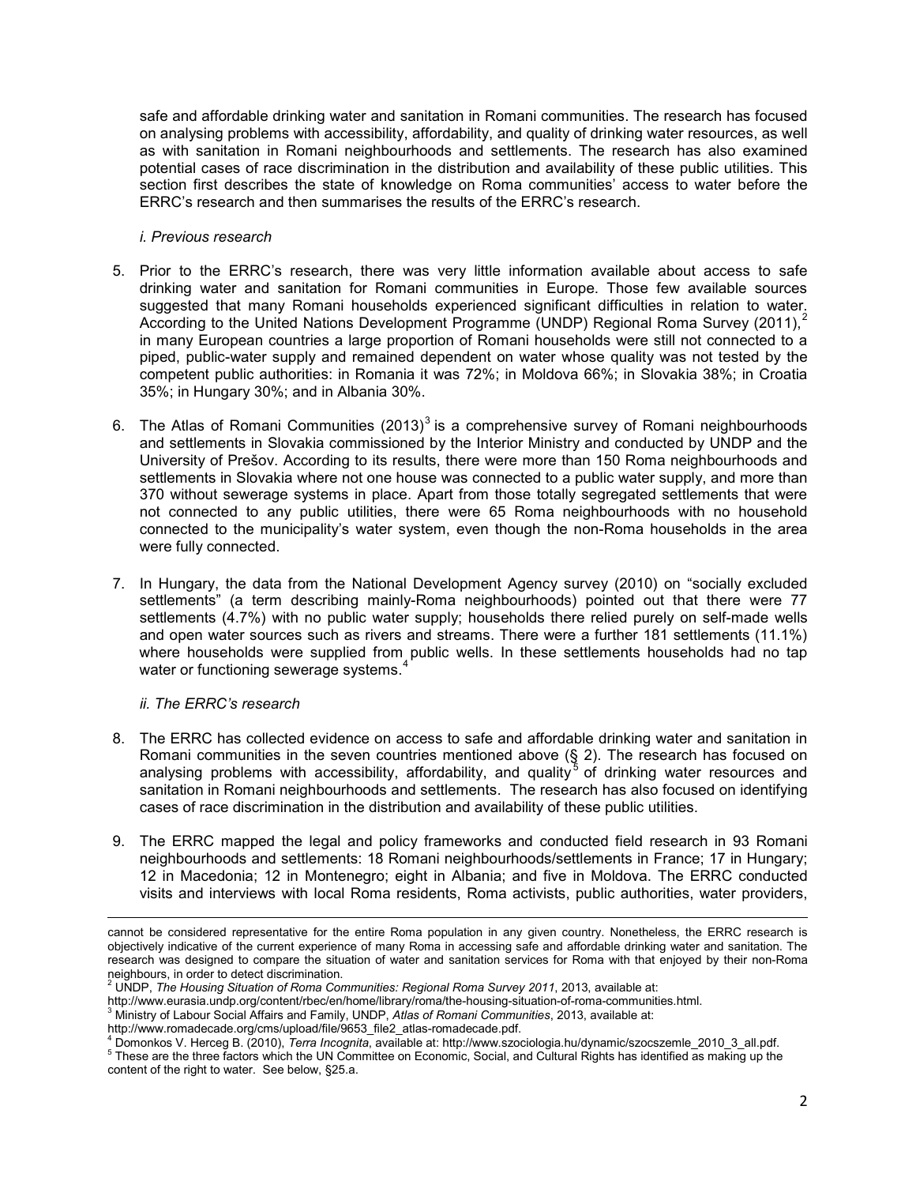safe and affordable drinking water and sanitation in Romani communities. The research has focused on analysing problems with accessibility, affordability, and quality of drinking water resources, as well as with sanitation in Romani neighbourhoods and settlements. The research has also examined potential cases of race discrimination in the distribution and availability of these public utilities. This section first describes the state of knowledge on Roma communities' access to water before the ERRC's research and then summarises the results of the ERRC's research.

*i. Previous research*

5. Prior to the ERRC's research, there was very little information available about access to safe drinking water and sanitation for Romani communities in Europe. Those few available sources suggested that many Romani households experienced significant difficulties in relation to water. According to the United Nations Development Programme (UNDP) Regional Roma Survey (2011),[2] in many European countries a large proportion of Romani households were still not connected to a piped, public-water supply and remained dependent on water whose quality was not tested by the competent public authorities: in Romania it was 72%; in Moldova 66%; in Slovakia 38%; in Croatia 35%; in Hungary 30%; and in Albania 30%.

6. The Atlas of Romani Communities (2013)[3] is a comprehensive survey of Romani neighbourhoods and settlements in Slovakia commissioned by the Interior Ministry and conducted by UNDP and the University of Prešov. According to its results, there were more than 150 Roma neighbourhoods and settlements in Slovakia where not one house was connected to a public water supply, and more than 370 without sewerage systems in place. Apart from those totally segregated settlements that were not connected to any public utilities, there were 65 Roma neighbourhoods with no household connected to the municipality's water system, even though the non-Roma households in the area were fully connected.

7. In Hungary, the data from the National Development Agency survey (2010) on "socially excluded settlements" (a term describing mainly-Roma neighbourhoods) pointed out that there were 77 settlements (4.7%) with no public water supply; households there relied purely on self-made wells and open water sources such as rivers and streams. There were a further 181 settlements (11.1%) where households were supplied from public wells. In these settlements households had no tap water or functioning sewerage systems.[4]

*ii. The ERRC's research*

8. The ERRC has collected evidence on access to safe and affordable drinking water and sanitation in Romani communities in the seven countries mentioned above (§ 2). The research has focused on analysing problems with accessibility, affordability, and quality[5] of drinking water resources and sanitation in Romani neighbourhoods and settlements. The research has also focused on identifying cases of race discrimination in the distribution and availability of these public utilities.

9. The ERRC mapped the legal and policy frameworks and conducted field research in 93 Romani neighbourhoods and settlements: 18 Romani neighbourhoods/settlements in France; 17 in Hungary; 12 in Macedonia; 12 in Montenegro; eight in Albania; and five in Moldova. The ERRC conducted visits and interviews with local Roma residents, Roma activists, public authorities, water providers,

---

cannot be considered representative for the entire Roma population in any given country. Nonetheless, the ERRC research is objectively indicative of the current experience of many Roma in accessing safe and affordable drinking water and sanitation. The research was designed to compare the situation of water and sanitation services for Roma with that enjoyed by their non-Roma neighbours, in order to detect discrimination.

[2] UNDP, *The Housing Situation of Roma Communities: Regional Roma Survey 2011*, 2013, available at: http://www.eurasia.undp.org/content/rbec/en/home/library/roma/the-housing-situation-of-roma-communities.html.

[3] Ministry of Labour Social Affairs and Family, UNDP, *Atlas of Romani Communities*, 2013, available at: http://www.romadecade.org/cms/upload/file/9653_file2_atlas-romadecade.pdf.

[4] Domonkos V. Herceg B. (2010), *Terra Incognita*, available at: http://www.szociologia.hu/dynamic/szocszemle_2010_3_all.pdf.

[5] These are the three factors which the UN Committee on Economic, Social, and Cultural Rights has identified as making up the content of the right to water. See below, §25.a.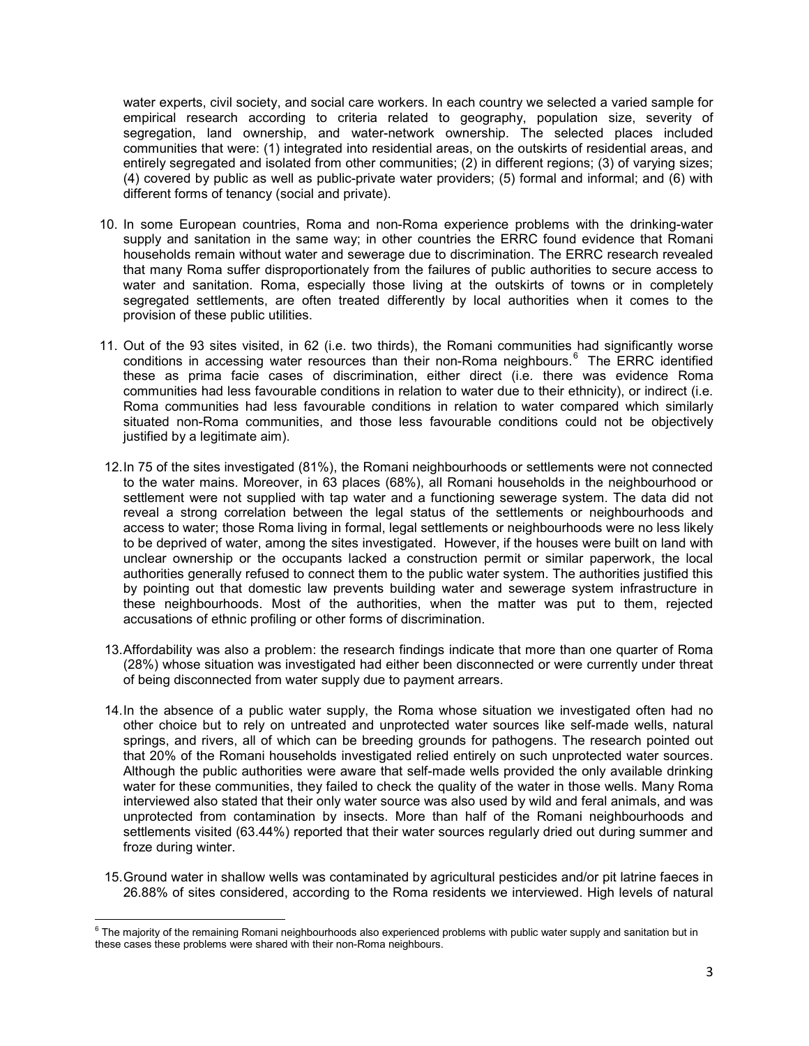water experts, civil society, and social care workers. In each country we selected a varied sample for empirical research according to criteria related to geography, population size, severity of segregation, land ownership, and water-network ownership. The selected places included communities that were: (1) integrated into residential areas, on the outskirts of residential areas, and entirely segregated and isolated from other communities; (2) in different regions; (3) of varying sizes; (4) covered by public as well as public-private water providers; (5) formal and informal; and (6) with different forms of tenancy (social and private).

10. In some European countries, Roma and non-Roma experience problems with the drinking-water supply and sanitation in the same way; in other countries the ERRC found evidence that Romani households remain without water and sewerage due to discrimination. The ERRC research revealed that many Roma suffer disproportionately from the failures of public authorities to secure access to water and sanitation. Roma, especially those living at the outskirts of towns or in completely segregated settlements, are often treated differently by local authorities when it comes to the provision of these public utilities.

11. Out of the 93 sites visited, in 62 (i.e. two thirds), the Romani communities had significantly worse conditions in accessing water resources than their non-Roma neighbours.[6] The ERRC identified these as prima facie cases of discrimination, either direct (i.e. there was evidence Roma communities had less favourable conditions in relation to water due to their ethnicity), or indirect (i.e. Roma communities had less favourable conditions in relation to water compared which similarly situated non-Roma communities, and those less favourable conditions could not be objectively justified by a legitimate aim).

12. In 75 of the sites investigated (81%), the Romani neighbourhoods or settlements were not connected to the water mains. Moreover, in 63 places (68%), all Romani households in the neighbourhood or settlement were not supplied with tap water and a functioning sewerage system. The data did not reveal a strong correlation between the legal status of the settlements or neighbourhoods and access to water; those Roma living in formal, legal settlements or neighbourhoods were no less likely to be deprived of water, among the sites investigated. However, if the houses were built on land with unclear ownership or the occupants lacked a construction permit or similar paperwork, the local authorities generally refused to connect them to the public water system. The authorities justified this by pointing out that domestic law prevents building water and sewerage system infrastructure in these neighbourhoods. Most of the authorities, when the matter was put to them, rejected accusations of ethnic profiling or other forms of discrimination.

13. Affordability was also a problem: the research findings indicate that more than one quarter of Roma (28%) whose situation was investigated had either been disconnected or were currently under threat of being disconnected from water supply due to payment arrears.

14. In the absence of a public water supply, the Roma whose situation we investigated often had no other choice but to rely on untreated and unprotected water sources like self-made wells, natural springs, and rivers, all of which can be breeding grounds for pathogens. The research pointed out that 20% of the Romani households investigated relied entirely on such unprotected water sources. Although the public authorities were aware that self-made wells provided the only available drinking water for these communities, they failed to check the quality of the water in those wells. Many Roma interviewed also stated that their only water source was also used by wild and feral animals, and was unprotected from contamination by insects. More than half of the Romani neighbourhoods and settlements visited (63.44%) reported that their water sources regularly dried out during summer and froze during winter.

15. Ground water in shallow wells was contaminated by agricultural pesticides and/or pit latrine faeces in 26.88% of sites considered, according to the Roma residents we interviewed. High levels of natural

[6] The majority of the remaining Romani neighbourhoods also experienced problems with public water supply and sanitation but in these cases these problems were shared with their non-Roma neighbours.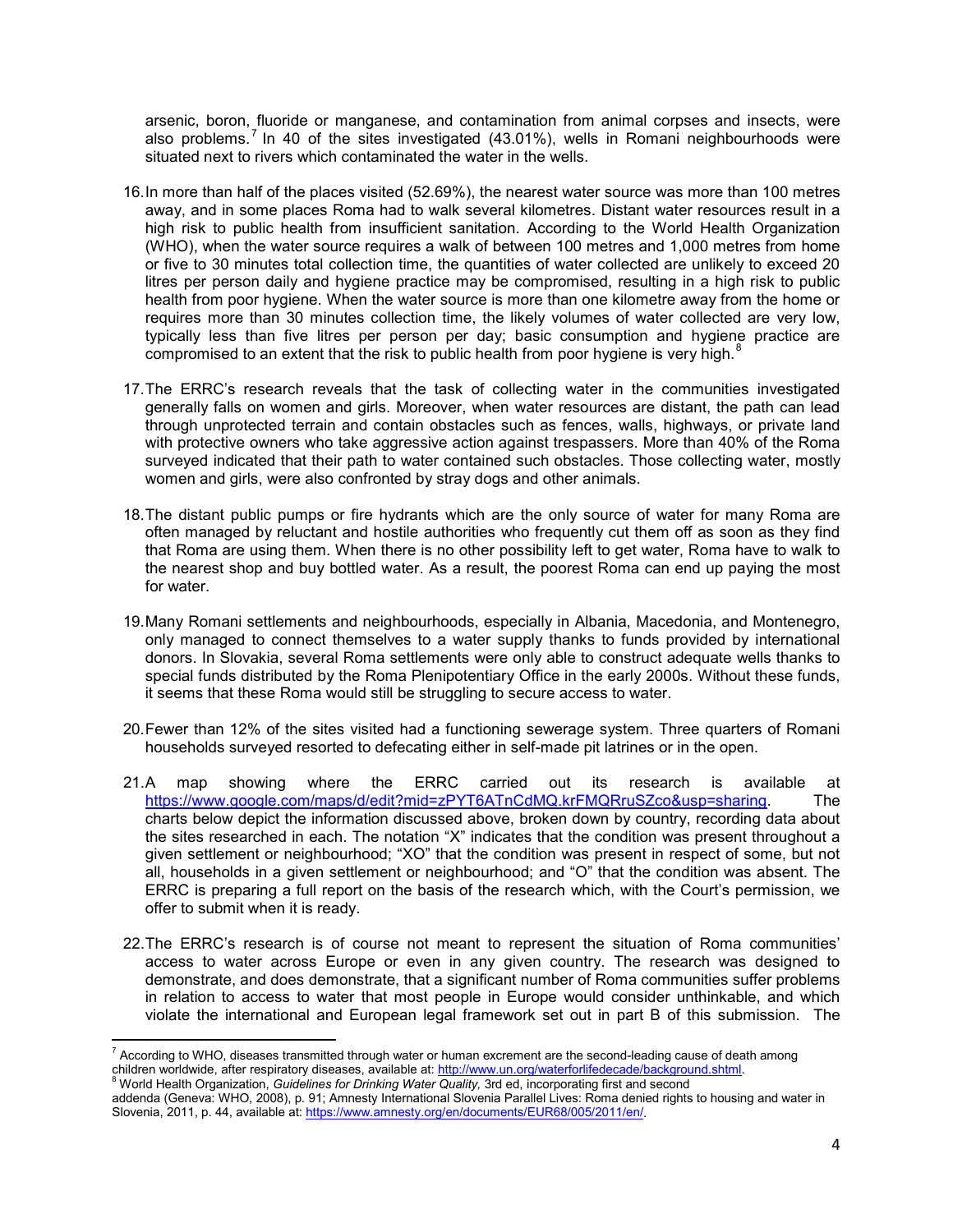arsenic, boron, fluoride or manganese, and contamination from animal corpses and insects, were also problems.[7] In 40 of the sites investigated (43.01%), wells in Romani neighbourhoods were situated next to rivers which contaminated the water in the wells.

16. In more than half of the places visited (52.69%), the nearest water source was more than 100 metres away, and in some places Roma had to walk several kilometres. Distant water resources result in a high risk to public health from insufficient sanitation. According to the World Health Organization (WHO), when the water source requires a walk of between 100 metres and 1,000 metres from home or five to 30 minutes total collection time, the quantities of water collected are unlikely to exceed 20 litres per person daily and hygiene practice may be compromised, resulting in a high risk to public health from poor hygiene. When the water source is more than one kilometre away from the home or requires more than 30 minutes collection time, the likely volumes of water collected are very low, typically less than five litres per person per day; basic consumption and hygiene practice are compromised to an extent that the risk to public health from poor hygiene is very high.[8]

17. The ERRC's research reveals that the task of collecting water in the communities investigated generally falls on women and girls. Moreover, when water resources are distant, the path can lead through unprotected terrain and contain obstacles such as fences, walls, highways, or private land with protective owners who take aggressive action against trespassers. More than 40% of the Roma surveyed indicated that their path to water contained such obstacles. Those collecting water, mostly women and girls, were also confronted by stray dogs and other animals.

18. The distant public pumps or fire hydrants which are the only source of water for many Roma are often managed by reluctant and hostile authorities who frequently cut them off as soon as they find that Roma are using them. When there is no other possibility left to get water, Roma have to walk to the nearest shop and buy bottled water. As a result, the poorest Roma can end up paying the most for water.

19. Many Romani settlements and neighbourhoods, especially in Albania, Macedonia, and Montenegro, only managed to connect themselves to a water supply thanks to funds provided by international donors. In Slovakia, several Roma settlements were only able to construct adequate wells thanks to special funds distributed by the Roma Plenipotentiary Office in the early 2000s. Without these funds, it seems that these Roma would still be struggling to secure access to water.

20. Fewer than 12% of the sites visited had a functioning sewerage system. Three quarters of Romani households surveyed resorted to defecating either in self-made pit latrines or in the open.

21. A map showing where the ERRC carried out its research is available at https://www.google.com/maps/d/edit?mid=zPYT6ATnCdMQ.krFMQRruSZco&usp=sharing. The charts below depict the information discussed above, broken down by country, recording data about the sites researched in each. The notation "X" indicates that the condition was present throughout a given settlement or neighbourhood; "XO" that the condition was present in respect of some, but not all, households in a given settlement or neighbourhood; and "O" that the condition was absent. The ERRC is preparing a full report on the basis of the research which, with the Court's permission, we offer to submit when it is ready.

22. The ERRC's research is of course not meant to represent the situation of Roma communities' access to water across Europe or even in any given country. The research was designed to demonstrate, and does demonstrate, that a significant number of Roma communities suffer problems in relation to access to water that most people in Europe would consider unthinkable, and which violate the international and European legal framework set out in part B of this submission. The

[7] According to WHO, diseases transmitted through water or human excrement are the second-leading cause of death among children worldwide, after respiratory diseases, available at: http://www.un.org/waterforlifedecade/background.shtml.

[8] World Health Organization, *Guidelines for Drinking Water Quality,* 3rd ed, incorporating first and second addenda (Geneva: WHO, 2008), p. 91; Amnesty International Slovenia Parallel Lives: Roma denied rights to housing and water in Slovenia, 2011, p. 44, available at: https://www.amnesty.org/en/documents/EUR68/005/2011/en/.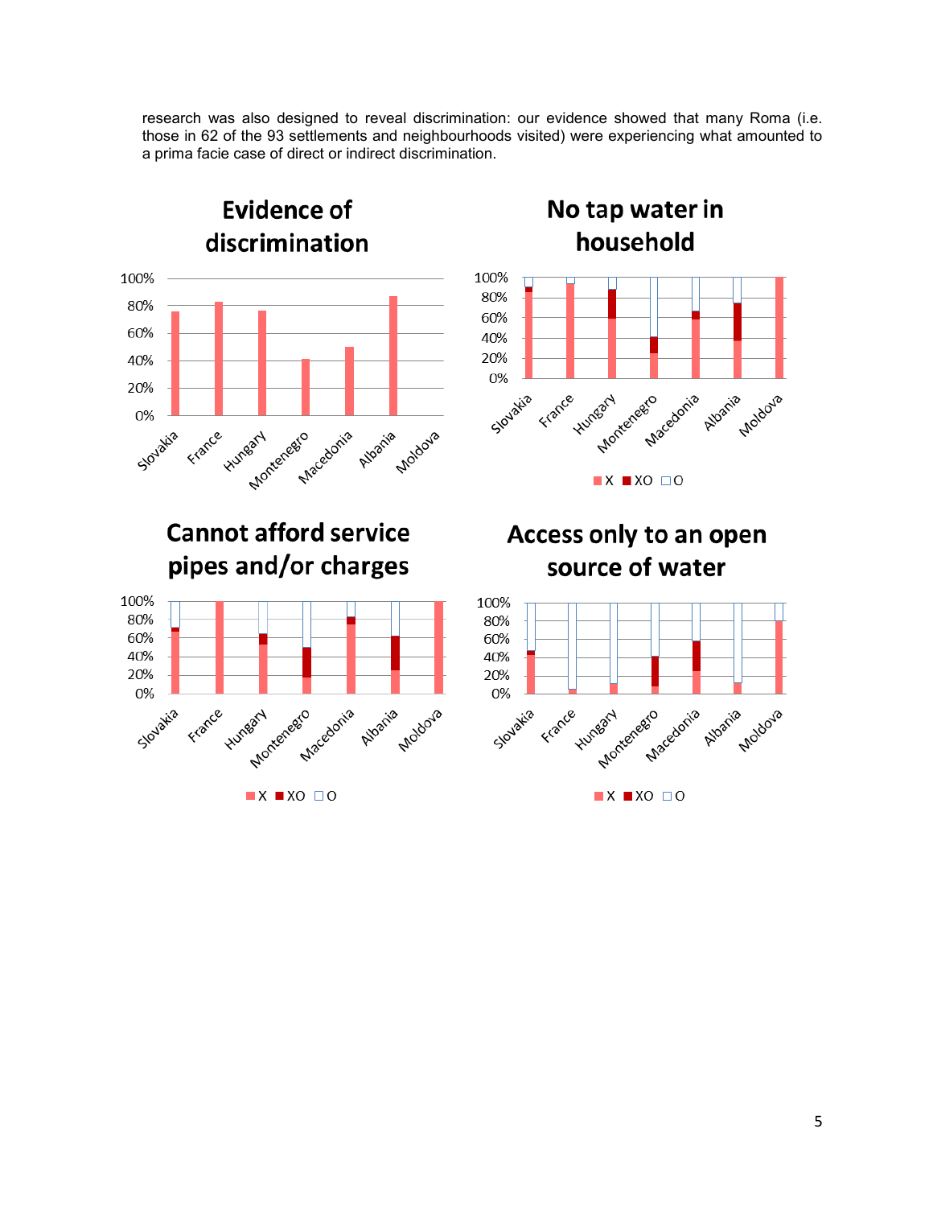research was also designed to reveal discrimination: our evidence showed that many Roma (i.e. those in 62 of the 93 settlements and neighbourhoods visited) were experiencing what amounted to a prima facie case of direct or indirect discrimination.

**Evidence of discrimination**

**No tap water in household**

**Cannot afford service pipes and/or charges**

**Access only to an open source of water**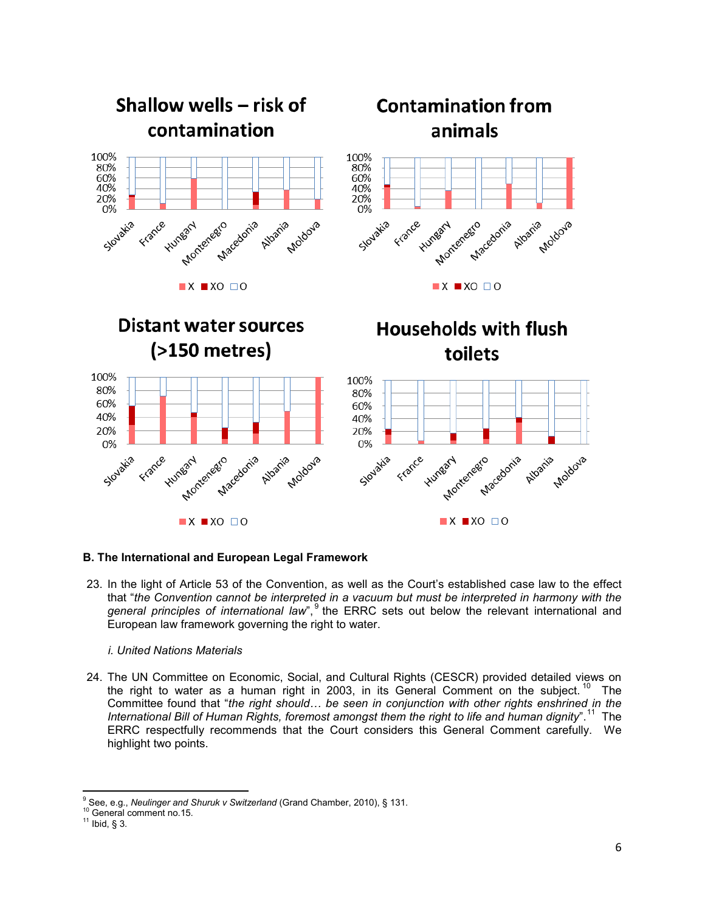## Shallow wells – risk of contamination

## Contamination from animals

## Distant water sources (>150 metres)

## Households with flush toilets

**B. The International and European Legal Framework**

23. In the light of Article 53 of the Convention, as well as the Court's established case law to the effect that "*the Convention cannot be interpreted in a vacuum but must be interpreted in harmony with the general principles of international law*",[9] the ERRC sets out below the relevant international and European law framework governing the right to water.

*i. United Nations Materials*

24. The UN Committee on Economic, Social, and Cultural Rights (CESCR) provided detailed views on the right to water as a human right in 2003, in its General Comment on the subject.[10] The Committee found that "*the right should… be seen in conjunction with other rights enshrined in the International Bill of Human Rights, foremost amongst them the right to life and human dignity*".[11] The ERRC respectfully recommends that the Court considers this General Comment carefully. We highlight two points.

---

[9] See, e.g., *Neulinger and Shuruk v Switzerland* (Grand Chamber, 2010), § 131.
[10] General comment no.15.
[11] Ibid, § 3.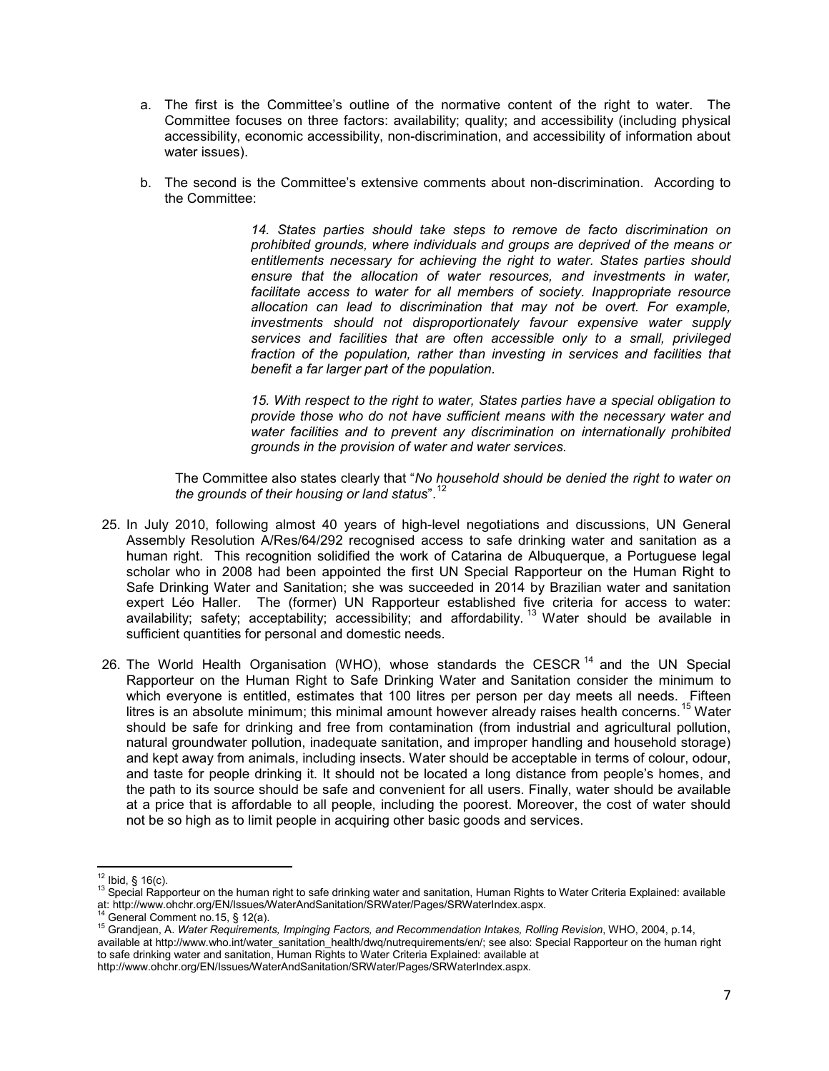a. The first is the Committee's outline of the normative content of the right to water. The Committee focuses on three factors: availability; quality; and accessibility (including physical accessibility, economic accessibility, non-discrimination, and accessibility of information about water issues).

b. The second is the Committee's extensive comments about non-discrimination. According to the Committee:

> *14. States parties should take steps to remove de facto discrimination on prohibited grounds, where individuals and groups are deprived of the means or entitlements necessary for achieving the right to water. States parties should ensure that the allocation of water resources, and investments in water, facilitate access to water for all members of society. Inappropriate resource allocation can lead to discrimination that may not be overt. For example, investments should not disproportionately favour expensive water supply services and facilities that are often accessible only to a small, privileged fraction of the population, rather than investing in services and facilities that benefit a far larger part of the population.*
>
> *15. With respect to the right to water, States parties have a special obligation to provide those who do not have sufficient means with the necessary water and water facilities and to prevent any discrimination on internationally prohibited grounds in the provision of water and water services.*

The Committee also states clearly that "*No household should be denied the right to water on the grounds of their housing or land status*".[12]

25. In July 2010, following almost 40 years of high-level negotiations and discussions, UN General Assembly Resolution A/Res/64/292 recognised access to safe drinking water and sanitation as a human right. This recognition solidified the work of Catarina de Albuquerque, a Portuguese legal scholar who in 2008 had been appointed the first UN Special Rapporteur on the Human Right to Safe Drinking Water and Sanitation; she was succeeded in 2014 by Brazilian water and sanitation expert Léo Haller. The (former) UN Rapporteur established five criteria for access to water: availability; safety; acceptability; accessibility; and affordability.[13] Water should be available in sufficient quantities for personal and domestic needs.

26. The World Health Organisation (WHO), whose standards the CESCR[14] and the UN Special Rapporteur on the Human Right to Safe Drinking Water and Sanitation consider the minimum to which everyone is entitled, estimates that 100 litres per person per day meets all needs. Fifteen litres is an absolute minimum; this minimal amount however already raises health concerns.[15] Water should be safe for drinking and free from contamination (from industrial and agricultural pollution, natural groundwater pollution, inadequate sanitation, and improper handling and household storage) and kept away from animals, including insects. Water should be acceptable in terms of colour, odour, and taste for people drinking it. It should not be located a long distance from people's homes, and the path to its source should be safe and convenient for all users. Finally, water should be available at a price that is affordable to all people, including the poorest. Moreover, the cost of water should not be so high as to limit people in acquiring other basic goods and services.

---

[12] Ibid, § 16(c).

[13] Special Rapporteur on the human right to safe drinking water and sanitation, Human Rights to Water Criteria Explained: available at: http://www.ohchr.org/EN/Issues/WaterAndSanitation/SRWater/Pages/SRWaterIndex.aspx.

[14] General Comment no.15, § 12(a).

[15] Grandjean, A. *Water Requirements, Impinging Factors, and Recommendation Intakes, Rolling Revision*, WHO, 2004, p.14, available at http://www.who.int/water_sanitation_health/dwq/nutrequirements/en/; see also: Special Rapporteur on the human right to safe drinking water and sanitation, Human Rights to Water Criteria Explained: available at http://www.ohchr.org/EN/Issues/WaterAndSanitation/SRWater/Pages/SRWaterIndex.aspx.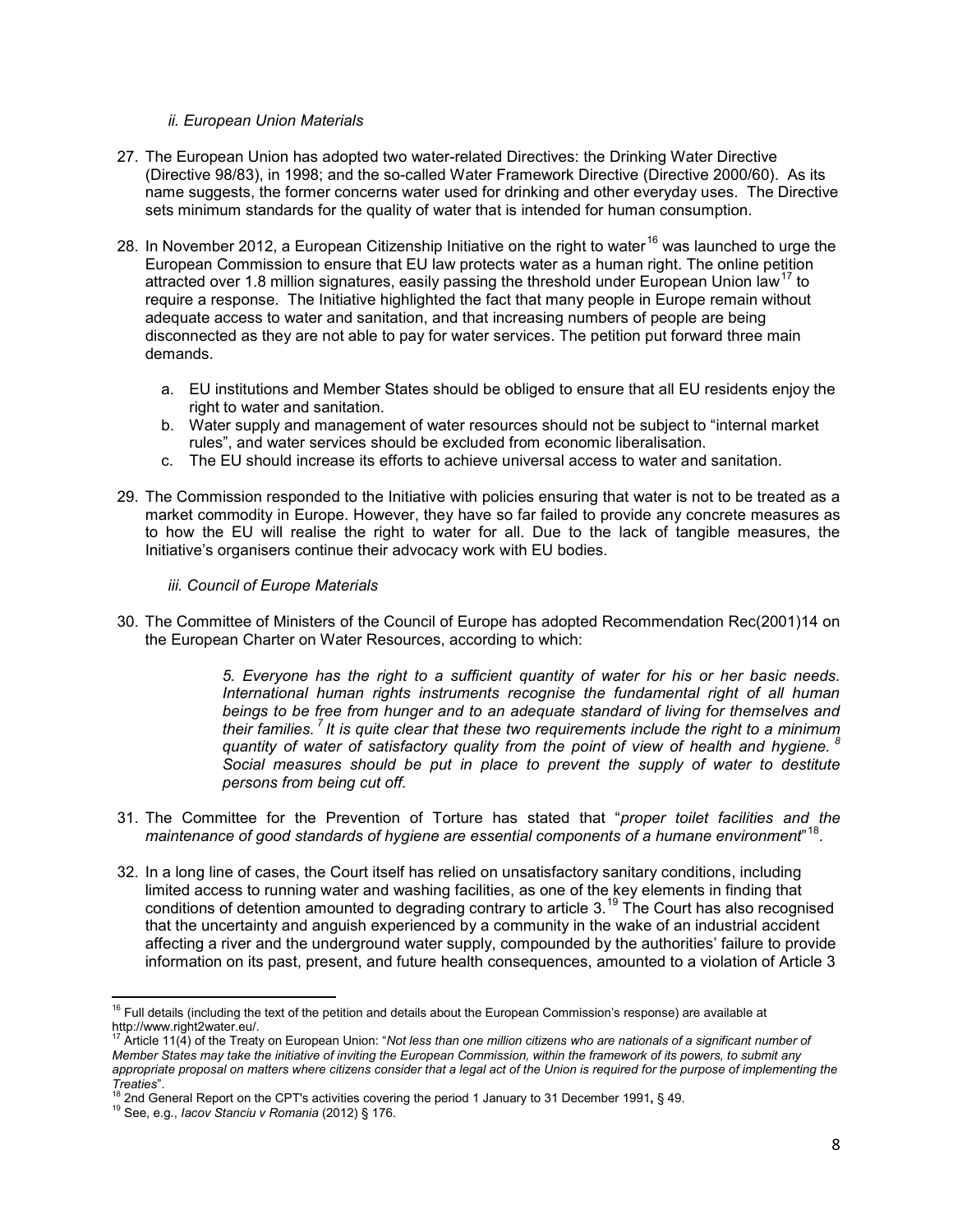### *ii. European Union Materials*

27. The European Union has adopted two water-related Directives: the Drinking Water Directive (Directive 98/83), in 1998; and the so-called Water Framework Directive (Directive 2000/60). As its name suggests, the former concerns water used for drinking and other everyday uses. The Directive sets minimum standards for the quality of water that is intended for human consumption.

28. In November 2012, a European Citizenship Initiative on the right to water[16] was launched to urge the European Commission to ensure that EU law protects water as a human right. The online petition attracted over 1.8 million signatures, easily passing the threshold under European Union law[17] to require a response. The Initiative highlighted the fact that many people in Europe remain without adequate access to water and sanitation, and that increasing numbers of people are being disconnected as they are not able to pay for water services. The petition put forward three main demands.

    a. EU institutions and Member States should be obliged to ensure that all EU residents enjoy the right to water and sanitation.
    b. Water supply and management of water resources should not be subject to "internal market rules", and water services should be excluded from economic liberalisation.
    c. The EU should increase its efforts to achieve universal access to water and sanitation.

29. The Commission responded to the Initiative with policies ensuring that water is not to be treated as a market commodity in Europe. However, they have so far failed to provide any concrete measures as to how the EU will realise the right to water for all. Due to the lack of tangible measures, the Initiative's organisers continue their advocacy work with EU bodies.

### *iii. Council of Europe Materials*

30. The Committee of Ministers of the Council of Europe has adopted Recommendation Rec(2001)14 on the European Charter on Water Resources, according to which:

> *5. Everyone has the right to a sufficient quantity of water for his or her basic needs. International human rights instruments recognise the fundamental right of all human beings to be free from hunger and to an adequate standard of living for themselves and their families.[7] It is quite clear that these two requirements include the right to a minimum quantity of water of satisfactory quality from the point of view of health and hygiene.[8] Social measures should be put in place to prevent the supply of water to destitute persons from being cut off.*

31. The Committee for the Prevention of Torture has stated that "*proper toilet facilities and the maintenance of good standards of hygiene are essential components of a humane environment*"[18].

32. In a long line of cases, the Court itself has relied on unsatisfactory sanitary conditions, including limited access to running water and washing facilities, as one of the key elements in finding that conditions of detention amounted to degrading contrary to article 3.[19] The Court has also recognised that the uncertainty and anguish experienced by a community in the wake of an industrial accident affecting a river and the underground water supply, compounded by the authorities' failure to provide information on its past, present, and future health consequences, amounted to a violation of Article 3

---

[16] Full details (including the text of the petition and details about the European Commission's response) are available at http://www.right2water.eu/.

[17] Article 11(4) of the Treaty on European Union: "*Not less than one million citizens who are nationals of a significant number of Member States may take the initiative of inviting the European Commission, within the framework of its powers, to submit any appropriate proposal on matters where citizens consider that a legal act of the Union is required for the purpose of implementing the Treaties*".

[18] 2nd General Report on the CPT's activities covering the period 1 January to 31 December 1991**,** § 49.

[19] See, e.g., *Iacov Stanciu v Romania* (2012) § 176.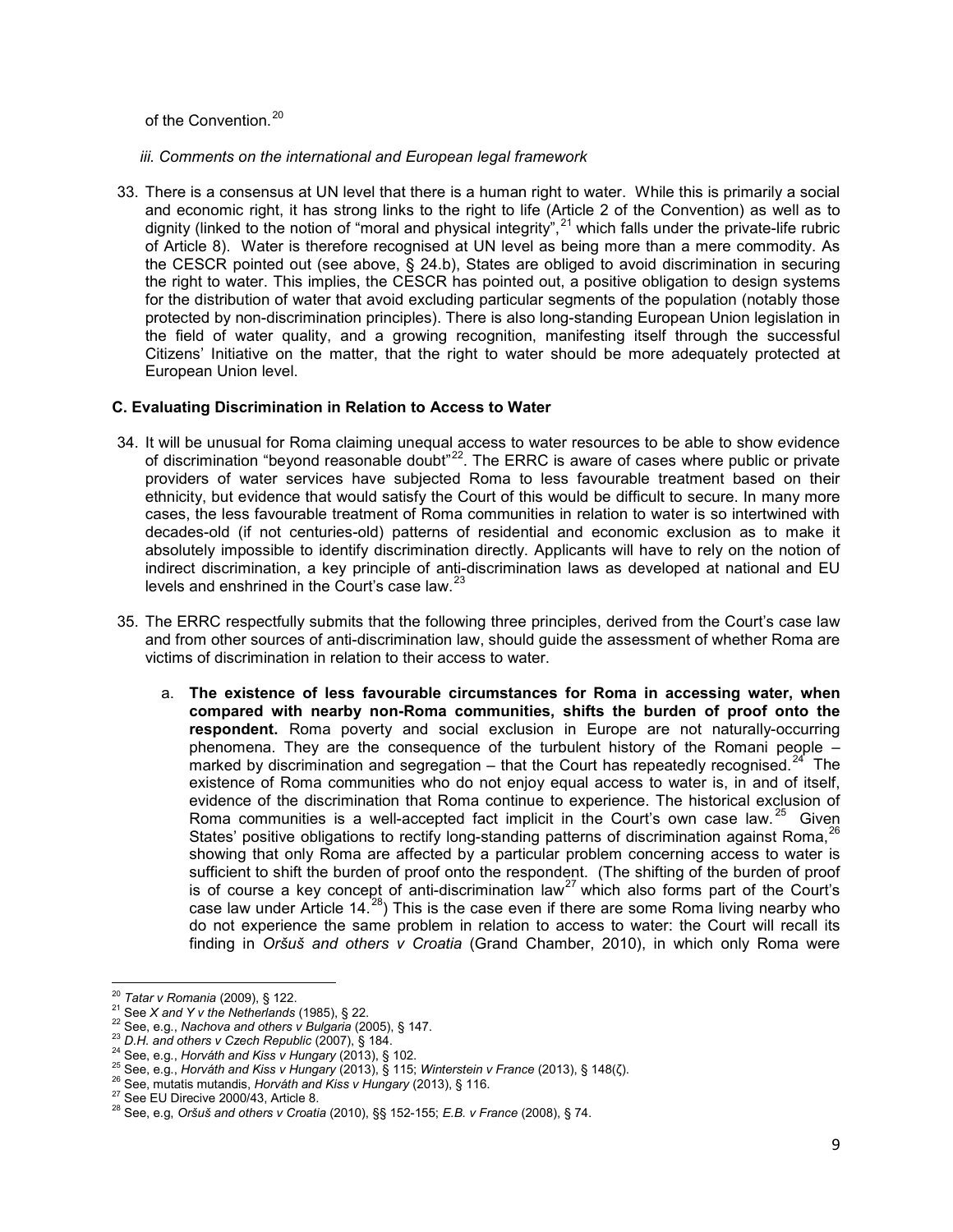of the Convention.[20]

*iii. Comments on the international and European legal framework*

33. There is a consensus at UN level that there is a human right to water. While this is primarily a social and economic right, it has strong links to the right to life (Article 2 of the Convention) as well as to dignity (linked to the notion of "moral and physical integrity",[21] which falls under the private-life rubric of Article 8). Water is therefore recognised at UN level as being more than a mere commodity. As the CESCR pointed out (see above, § 24.b), States are obliged to avoid discrimination in securing the right to water. This implies, the CESCR has pointed out, a positive obligation to design systems for the distribution of water that avoid excluding particular segments of the population (notably those protected by non-discrimination principles). There is also long-standing European Union legislation in the field of water quality, and a growing recognition, manifesting itself through the successful Citizens' Initiative on the matter, that the right to water should be more adequately protected at European Union level.

**C. Evaluating Discrimination in Relation to Access to Water**

34. It will be unusual for Roma claiming unequal access to water resources to be able to show evidence of discrimination "beyond reasonable doubt"[22]. The ERRC is aware of cases where public or private providers of water services have subjected Roma to less favourable treatment based on their ethnicity, but evidence that would satisfy the Court of this would be difficult to secure. In many more cases, the less favourable treatment of Roma communities in relation to water is so intertwined with decades-old (if not centuries-old) patterns of residential and economic exclusion as to make it absolutely impossible to identify discrimination directly. Applicants will have to rely on the notion of indirect discrimination, a key principle of anti-discrimination laws as developed at national and EU levels and enshrined in the Court's case law.[23]

35. The ERRC respectfully submits that the following three principles, derived from the Court's case law and from other sources of anti-discrimination law, should guide the assessment of whether Roma are victims of discrimination in relation to their access to water.

   a. **The existence of less favourable circumstances for Roma in accessing water, when compared with nearby non-Roma communities, shifts the burden of proof onto the respondent.** Roma poverty and social exclusion in Europe are not naturally-occurring phenomena. They are the consequence of the turbulent history of the Romani people – marked by discrimination and segregation – that the Court has repeatedly recognised.[24] The existence of Roma communities who do not enjoy equal access to water is, in and of itself, evidence of the discrimination that Roma continue to experience. The historical exclusion of Roma communities is a well-accepted fact implicit in the Court's own case law.[25] Given States' positive obligations to rectify long-standing patterns of discrimination against Roma,[26] showing that only Roma are affected by a particular problem concerning access to water is sufficient to shift the burden of proof onto the respondent. (The shifting of the burden of proof is of course a key concept of anti-discrimination law[27] which also forms part of the Court's case law under Article 14.[28]) This is the case even if there are some Roma living nearby who do not experience the same problem in relation to access to water: the Court will recall its finding in *Oršuš and others v Croatia* (Grand Chamber, 2010), in which only Roma were

---

[20] *Tatar v Romania* (2009), § 122.
[21] See *X and Y v the Netherlands* (1985), § 22.
[22] See, e.g., *Nachova and others v Bulgaria* (2005), § 147.
[23] *D.H. and others v Czech Republic* (2007), § 184.
[24] See, e.g., *Horváth and Kiss v Hungary* (2013), § 102.
[25] See, e.g., *Horváth and Kiss v Hungary* (2013), § 115; *Winterstein v France* (2013), § 148(ζ).
[26] See, mutatis mutandis, *Horváth and Kiss v Hungary* (2013), § 116.
[27] See EU Direcive 2000/43, Article 8.
[28] See, e.g, *Oršuš and others v Croatia* (2010), §§ 152-155; *E.B. v France* (2008), § 74.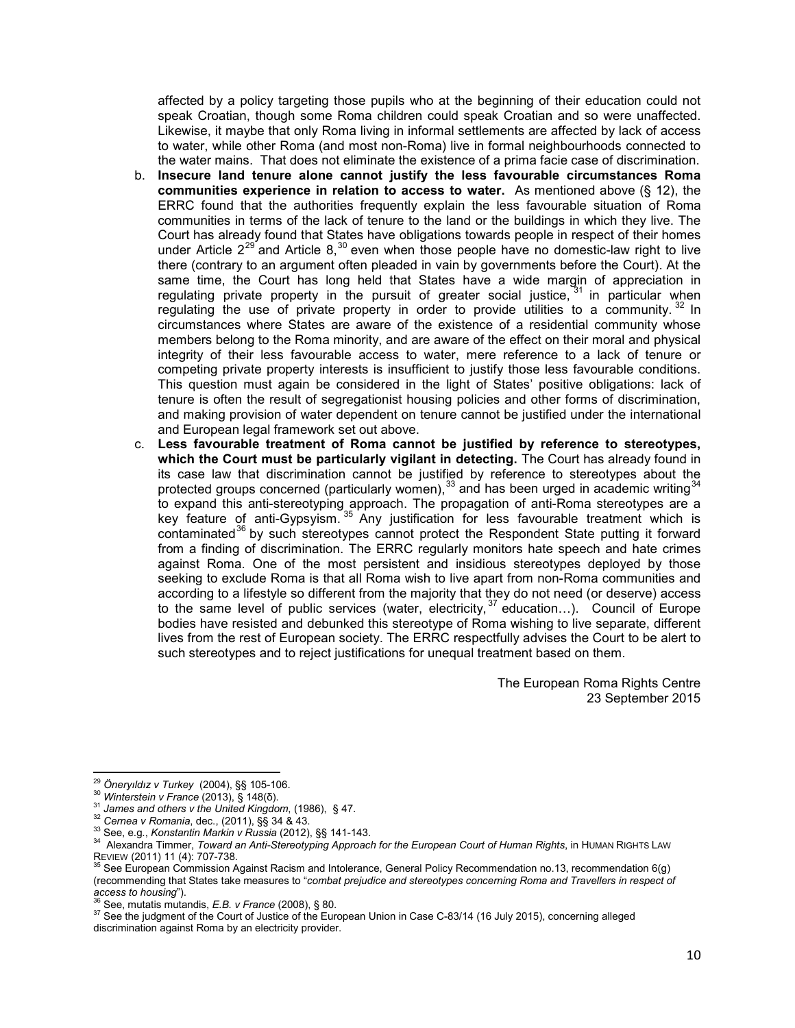affected by a policy targeting those pupils who at the beginning of their education could not speak Croatian, though some Roma children could speak Croatian and so were unaffected. Likewise, it maybe that only Roma living in informal settlements are affected by lack of access to water, while other Roma (and most non-Roma) live in formal neighbourhoods connected to the water mains. That does not eliminate the existence of a prima facie case of discrimination.

b. **Insecure land tenure alone cannot justify the less favourable circumstances Roma communities experience in relation to access to water.** As mentioned above (§ 12), the ERRC found that the authorities frequently explain the less favourable situation of Roma communities in terms of the lack of tenure to the land or the buildings in which they live. The Court has already found that States have obligations towards people in respect of their homes under Article 2[29] and Article 8,[30] even when those people have no domestic-law right to live there (contrary to an argument often pleaded in vain by governments before the Court). At the same time, the Court has long held that States have a wide margin of appreciation in regulating private property in the pursuit of greater social justice,[31] in particular when regulating the use of private property in order to provide utilities to a community.[32] In circumstances where States are aware of the existence of a residential community whose members belong to the Roma minority, and are aware of the effect on their moral and physical integrity of their less favourable access to water, mere reference to a lack of tenure or competing private property interests is insufficient to justify those less favourable conditions. This question must again be considered in the light of States' positive obligations: lack of tenure is often the result of segregationist housing policies and other forms of discrimination, and making provision of water dependent on tenure cannot be justified under the international and European legal framework set out above.

c. **Less favourable treatment of Roma cannot be justified by reference to stereotypes, which the Court must be particularly vigilant in detecting.** The Court has already found in its case law that discrimination cannot be justified by reference to stereotypes about the protected groups concerned (particularly women),[33] and has been urged in academic writing[34] to expand this anti-stereotyping approach. The propagation of anti-Roma stereotypes are a key feature of anti-Gypsyism.[35] Any justification for less favourable treatment which is contaminated[36] by such stereotypes cannot protect the Respondent State putting it forward from a finding of discrimination. The ERRC regularly monitors hate speech and hate crimes against Roma. One of the most persistent and insidious stereotypes deployed by those seeking to exclude Roma is that all Roma wish to live apart from non-Roma communities and according to a lifestyle so different from the majority that they do not need (or deserve) access to the same level of public services (water, electricity,[37] education…). Council of Europe bodies have resisted and debunked this stereotype of Roma wishing to live separate, different lives from the rest of European society. The ERRC respectfully advises the Court to be alert to such stereotypes and to reject justifications for unequal treatment based on them.

The European Roma Rights Centre
23 September 2015

---

[29] *Öneryıldız v Turkey* (2004), §§ 105-106.

[30] *Winterstein v France* (2013), § 148(δ).

[31] *James and others v the United Kingdom*, (1986), § 47.

[32] *Cernea v Romania*, dec., (2011), §§ 34 & 43.

[33] See, e.g., *Konstantin Markin v Russia* (2012), §§ 141-143.

[34] Alexandra Timmer, *Toward an Anti-Stereotyping Approach for the European Court of Human Rights*, in HUMAN RIGHTS LAW REVIEW (2011) 11 (4): 707-738.

[35] See European Commission Against Racism and Intolerance, General Policy Recommendation no.13, recommendation 6(g) (recommending that States take measures to "*combat prejudice and stereotypes concerning Roma and Travellers in respect of access to housing*").

[36] See, mutatis mutandis, *E.B. v France* (2008), § 80.

[37] See the judgment of the Court of Justice of the European Union in Case C-83/14 (16 July 2015), concerning alleged discrimination against Roma by an electricity provider.